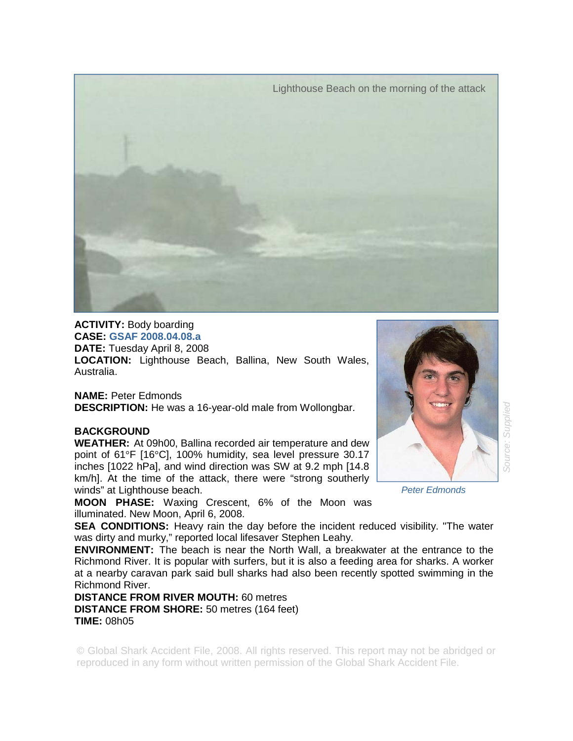Lighthouse Beach on the morning of the attack

**ACTIVITY:** Body boarding
**CASE:** GSAF 2008.04.08.a
**DATE:** Tuesday April 8, 2008
**LOCATION:** Lighthouse Beach, Ballina, New South Wales, Australia.

**NAME:** Peter Edmonds
**DESCRIPTION:** He was a 16-year-old male from Wollongbar.

*Peter Edmonds*

*Source: Supplied*

**BACKGROUND**
**WEATHER:** At 09h00, Ballina recorded air temperature and dew point of 61°F [16°C], 100% humidity, sea level pressure 30.17 inches [1022 hPa], and wind direction was SW at 9.2 mph [14.8 km/h]. At the time of the attack, there were "strong southerly winds" at Lighthouse beach.
**MOON PHASE:** Waxing Crescent, 6% of the Moon was illuminated. New Moon, April 6, 2008.
**SEA CONDITIONS:** Heavy rain the day before the incident reduced visibility. "The water was dirty and murky," reported local lifesaver Stephen Leahy.
**ENVIRONMENT:** The beach is near the North Wall, a breakwater at the entrance to the Richmond River. It is popular with surfers, but it is also a feeding area for sharks. A worker at a nearby caravan park said bull sharks had also been recently spotted swimming in the Richmond River.
**DISTANCE FROM RIVER MOUTH:** 60 metres
**DISTANCE FROM SHORE:** 50 metres (164 feet)
**TIME:** 08h05

© Global Shark Accident File, 2008. All rights reserved. This report may not be abridged or reproduced in any form without written permission of the Global Shark Accident File.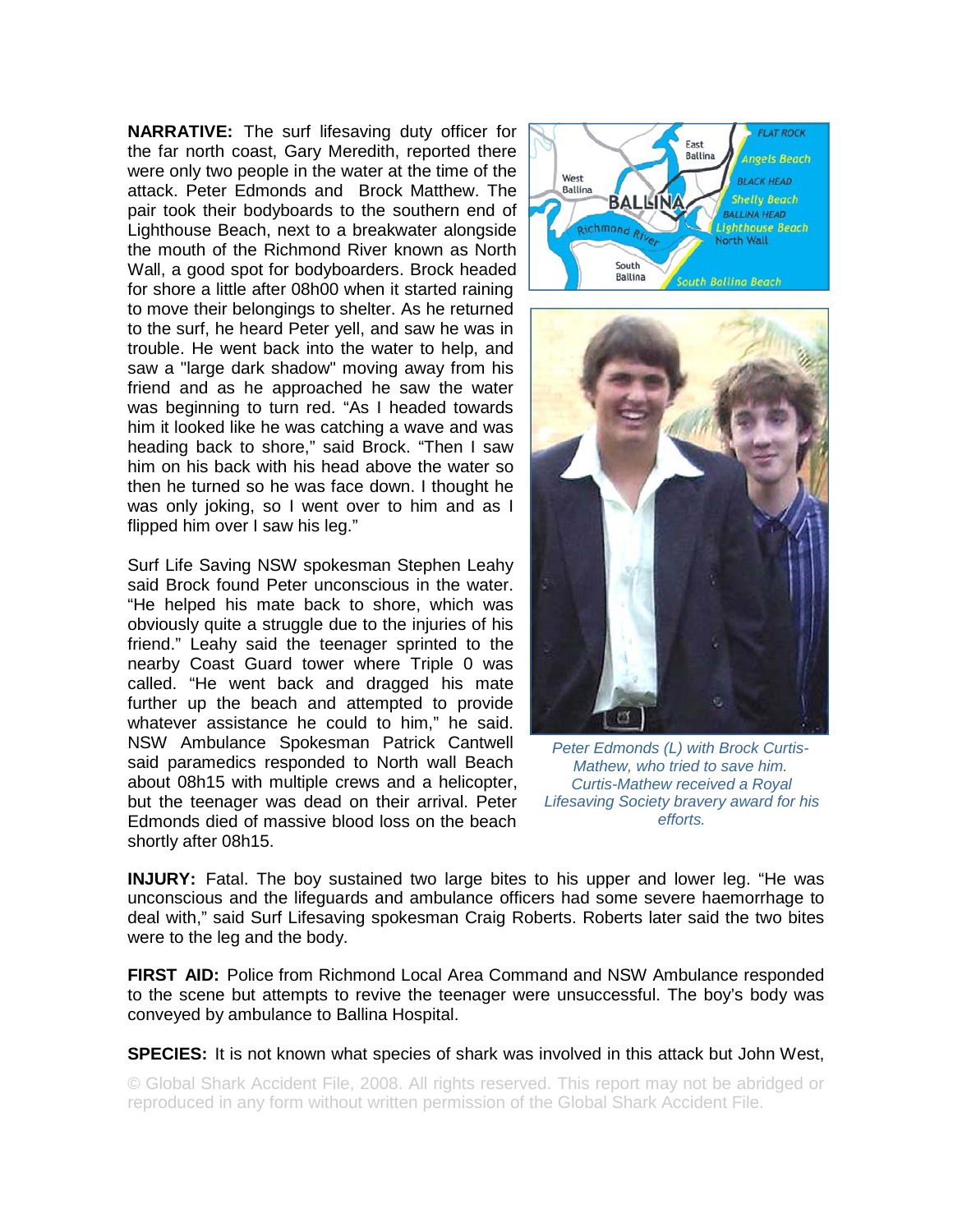**NARRATIVE:** The surf lifesaving duty officer for the far north coast, Gary Meredith, reported there were only two people in the water at the time of the attack. Peter Edmonds and Brock Matthew. The pair took their bodyboards to the southern end of Lighthouse Beach, next to a breakwater alongside the mouth of the Richmond River known as North Wall, a good spot for bodyboarders. Brock headed for shore a little after 08h00 when it started raining to move their belongings to shelter. As he returned to the surf, he heard Peter yell, and saw he was in trouble. He went back into the water to help, and saw a "large dark shadow" moving away from his friend and as he approached he saw the water was beginning to turn red. "As I headed towards him it looked like he was catching a wave and was heading back to shore," said Brock. "Then I saw him on his back with his head above the water so then he turned so he was face down. I thought he was only joking, so I went over to him and as I flipped him over I saw his leg."

Surf Life Saving NSW spokesman Stephen Leahy said Brock found Peter unconscious in the water. "He helped his mate back to shore, which was obviously quite a struggle due to the injuries of his friend." Leahy said the teenager sprinted to the nearby Coast Guard tower where Triple 0 was called. "He went back and dragged his mate further up the beach and attempted to provide whatever assistance he could to him," he said. NSW Ambulance Spokesman Patrick Cantwell said paramedics responded to North wall Beach about 08h15 with multiple crews and a helicopter, but the teenager was dead on their arrival. Peter Edmonds died of massive blood loss on the beach shortly after 08h15.

*Peter Edmonds (L) with Brock Curtis-Mathew, who tried to save him. Curtis-Mathew received a Royal Lifesaving Society bravery award for his efforts.*

**INJURY:** Fatal. The boy sustained two large bites to his upper and lower leg. "He was unconscious and the lifeguards and ambulance officers had some severe haemorrhage to deal with," said Surf Lifesaving spokesman Craig Roberts. Roberts later said the two bites were to the leg and the body.

**FIRST AID:** Police from Richmond Local Area Command and NSW Ambulance responded to the scene but attempts to revive the teenager were unsuccessful. The boy's body was conveyed by ambulance to Ballina Hospital.

**SPECIES:** It is not known what species of shark was involved in this attack but John West,

© Global Shark Accident File, 2008. All rights reserved. This report may not be abridged or reproduced in any form without written permission of the Global Shark Accident File.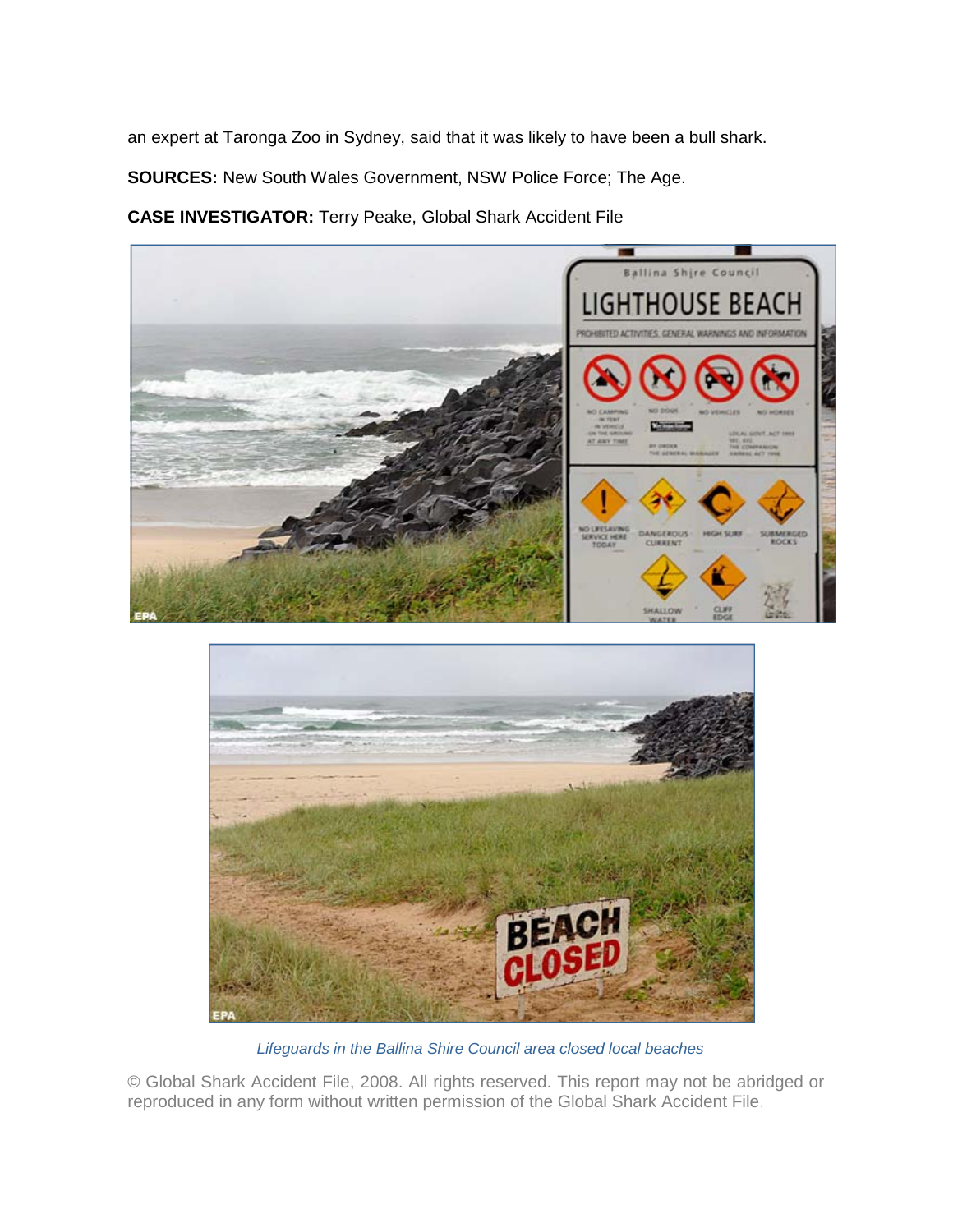an expert at Taronga Zoo in Sydney, said that it was likely to have been a bull shark.

**SOURCES:** New South Wales Government, NSW Police Force; The Age.

**CASE INVESTIGATOR:** Terry Peake, Global Shark Accident File

*Lifeguards in the Ballina Shire Council area closed local beaches*

© Global Shark Accident File, 2008. All rights reserved. This report may not be abridged or reproduced in any form without written permission of the Global Shark Accident File.